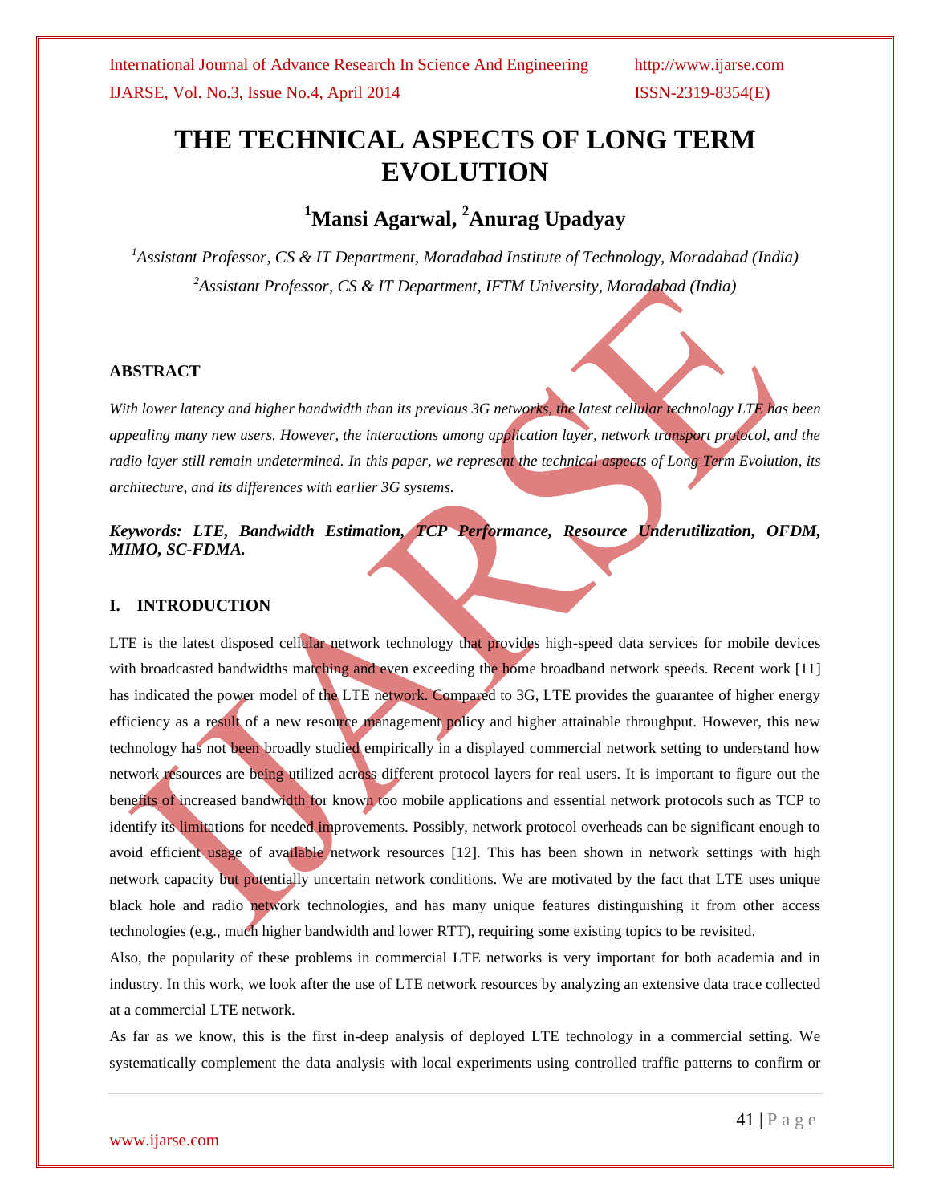# THE TECHNICAL ASPECTS OF LONG TERM EVOLUTION

## [1]Mansi Agarwal, [2]Anurag Upadyay

*[1]Assistant Professor, CS & IT Department, Moradabad Institute of Technology, Moradabad (India)*
*[2]Assistant Professor, CS & IT Department, IFTM University, Moradabad (India)*

### ABSTRACT

*With lower latency and higher bandwidth than its previous 3G networks, the latest cellular technology LTE has been appealing many new users. However, the interactions among application layer, network transport protocol, and the radio layer still remain undetermined. In this paper, we represent the technical aspects of Long Term Evolution, its architecture, and its differences with earlier 3G systems.*

***Keywords: LTE, Bandwidth Estimation, TCP Performance, Resource Underutilization, OFDM, MIMO, SC-FDMA.***

### I. INTRODUCTION

LTE is the latest disposed cellular network technology that provides high-speed data services for mobile devices with broadcasted bandwidths matching and even exceeding the home broadband network speeds. Recent work [11] has indicated the power model of the LTE network. Compared to 3G, LTE provides the guarantee of higher energy efficiency as a result of a new resource management policy and higher attainable throughput. However, this new technology has not been broadly studied empirically in a displayed commercial network setting to understand how network resources are being utilized across different protocol layers for real users. It is important to figure out the benefits of increased bandwidth for known too mobile applications and essential network protocols such as TCP to identify its limitations for needed improvements. Possibly, network protocol overheads can be significant enough to avoid efficient usage of available network resources [12]. This has been shown in network settings with high network capacity but potentially uncertain network conditions. We are motivated by the fact that LTE uses unique black hole and radio network technologies, and has many unique features distinguishing it from other access technologies (e.g., much higher bandwidth and lower RTT), requiring some existing topics to be revisited.

Also, the popularity of these problems in commercial LTE networks is very important for both academia and in industry. In this work, we look after the use of LTE network resources by analyzing an extensive data trace collected at a commercial LTE network.

As far as we know, this is the first in-deep analysis of deployed LTE technology in a commercial setting. We systematically complement the data analysis with local experiments using controlled traffic patterns to confirm or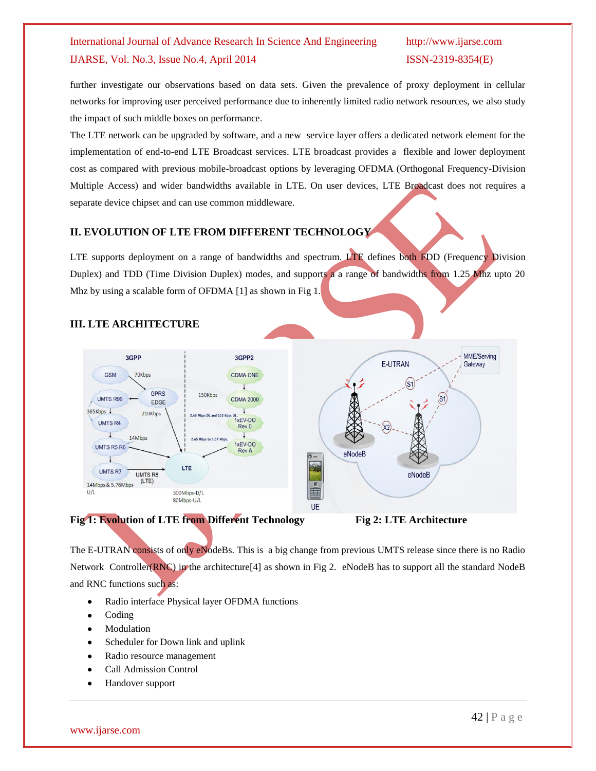further investigate our observations based on data sets. Given the prevalence of proxy deployment in cellular networks for improving user perceived performance due to inherently limited radio network resources, we also study the impact of such middle boxes on performance.

The LTE network can be upgraded by software, and a new service layer offers a dedicated network element for the implementation of end-to-end LTE Broadcast services. LTE broadcast provides a flexible and lower deployment cost as compared with previous mobile-broadcast options by leveraging OFDMA (Orthogonal Frequency-Division Multiple Access) and wider bandwidths available in LTE. On user devices, LTE Broadcast does not requires a separate device chipset and can use common middleware.

## II. EVOLUTION OF LTE FROM DIFFERENT TECHNOLOGY

LTE supports deployment on a range of bandwidths and spectrum. LTE defines both FDD (Frequency Division Duplex) and TDD (Time Division Duplex) modes, and supports a a range of bandwidths from 1.25 Mhz upto 20 Mhz by using a scalable form of OFDMA [1] as shown in Fig 1.

## III. LTE ARCHITECTURE

**Fig 1: Evolution of LTE from Different Technology**

**Fig 2: LTE Architecture**

The E-UTRAN consists of only eNodeBs. This is a big change from previous UMTS release since there is no Radio Network Controller(RNC) in the architecture[4] as shown in Fig 2. eNodeB has to support all the standard NodeB and RNC functions such as:

- Radio interface Physical layer OFDMA functions
- Coding
- Modulation
- Scheduler for Down link and uplink
- Radio resource management
- Call Admission Control
- Handover support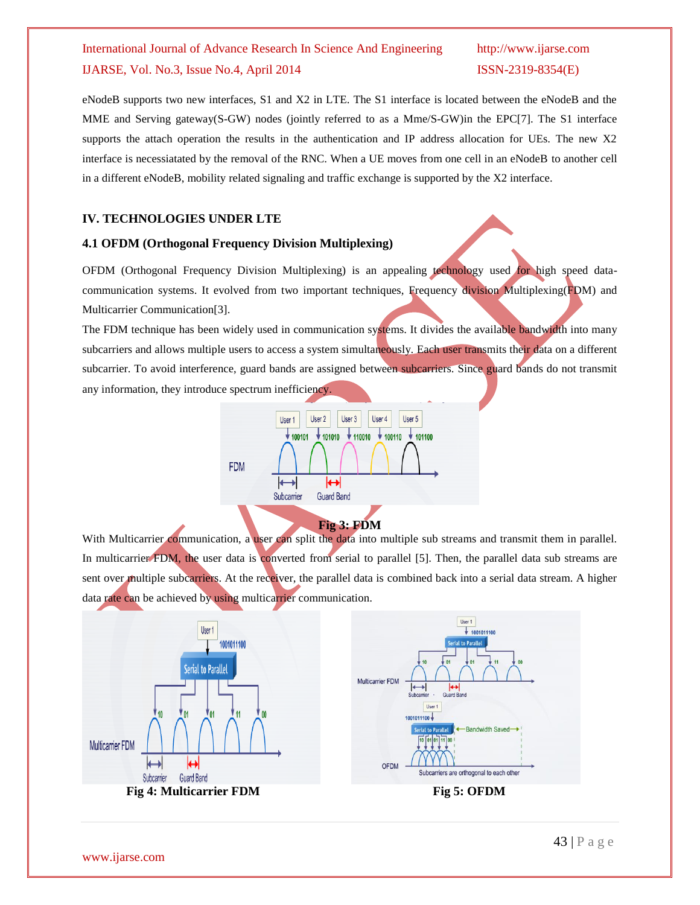eNodeB supports two new interfaces, S1 and X2 in LTE. The S1 interface is located between the eNodeB and the MME and Serving gateway(S-GW) nodes (jointly referred to as a Mme/S-GW)in the EPC[7]. The S1 interface supports the attach operation the results in the authentication and IP address allocation for UEs. The new X2 interface is necessiatated by the removal of the RNC. When a UE moves from one cell in an eNodeB to another cell in a different eNodeB, mobility related signaling and traffic exchange is supported by the X2 interface.

## IV. TECHNOLOGIES UNDER LTE

### 4.1 OFDM (Orthogonal Frequency Division Multiplexing)

OFDM (Orthogonal Frequency Division Multiplexing) is an appealing technology used for high speed data-communication systems. It evolved from two important techniques, Frequency division Multiplexing(FDM) and Multicarrier Communication[3].

The FDM technique has been widely used in communication systems. It divides the available bandwidth into many subcarriers and allows multiple users to access a system simultaneously. Each user transmits their data on a different subcarrier. To avoid interference, guard bands are assigned between subcarriers. Since guard bands do not transmit any information, they introduce spectrum inefficiency.

**Fig 3: FDM**

With Multicarrier communication, a user can split the data into multiple sub streams and transmit them in parallel. In multicarrier FDM, the user data is converted from serial to parallel [5]. Then, the parallel data sub streams are sent over multiple subcarriers. At the receiver, the parallel data is combined back into a serial data stream. A higher data rate can be achieved by using multicarrier communication.

**Fig 4: Multicarrier FDM**

**Fig 5: OFDM**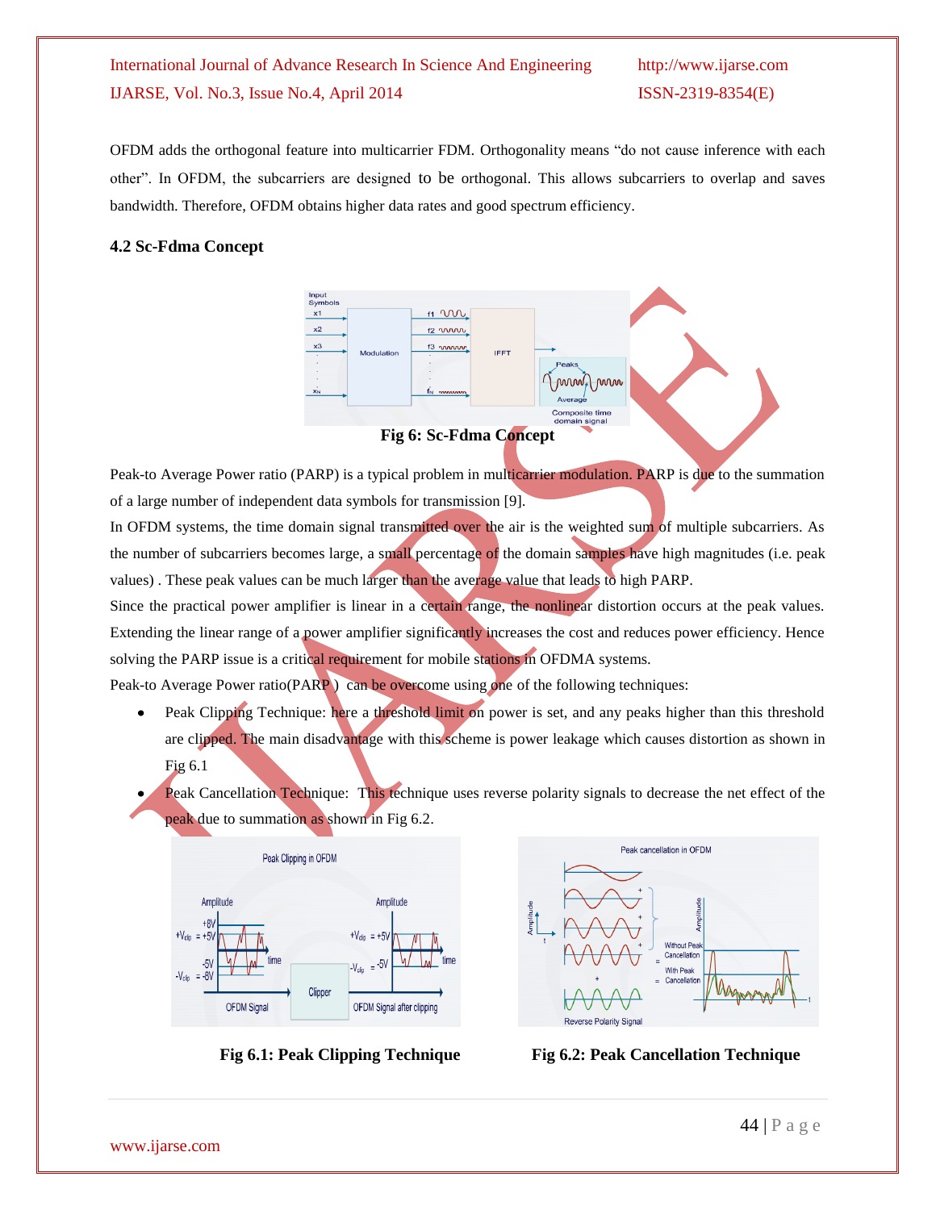OFDM adds the orthogonal feature into multicarrier FDM. Orthogonality means "do not cause inference with each other". In OFDM, the subcarriers are designed to be orthogonal. This allows subcarriers to overlap and saves bandwidth. Therefore, OFDM obtains higher data rates and good spectrum efficiency.

### 4.2 Sc-Fdma Concept

**Fig 6: Sc-Fdma Concept**

Peak-to Average Power ratio (PARP) is a typical problem in multicarrier modulation. PARP is due to the summation of a large number of independent data symbols for transmission [9].

In OFDM systems, the time domain signal transmitted over the air is the weighted sum of multiple subcarriers. As the number of subcarriers becomes large, a small percentage of the domain samples have high magnitudes (i.e. peak values) . These peak values can be much larger than the average value that leads to high PARP.

Since the practical power amplifier is linear in a certain range, the nonlinear distortion occurs at the peak values. Extending the linear range of a power amplifier significantly increases the cost and reduces power efficiency. Hence solving the PARP issue is a critical requirement for mobile stations in OFDMA systems.

Peak-to Average Power ratio(PARP ) can be overcome using one of the following techniques:

- Peak Clipping Technique: here a threshold limit on power is set, and any peaks higher than this threshold are clipped. The main disadvantage with this scheme is power leakage which causes distortion as shown in Fig 6.1
- Peak Cancellation Technique: This technique uses reverse polarity signals to decrease the net effect of the peak due to summation as shown in Fig 6.2.

**Fig 6.1: Peak Clipping Technique**

**Fig 6.2: Peak Cancellation Technique**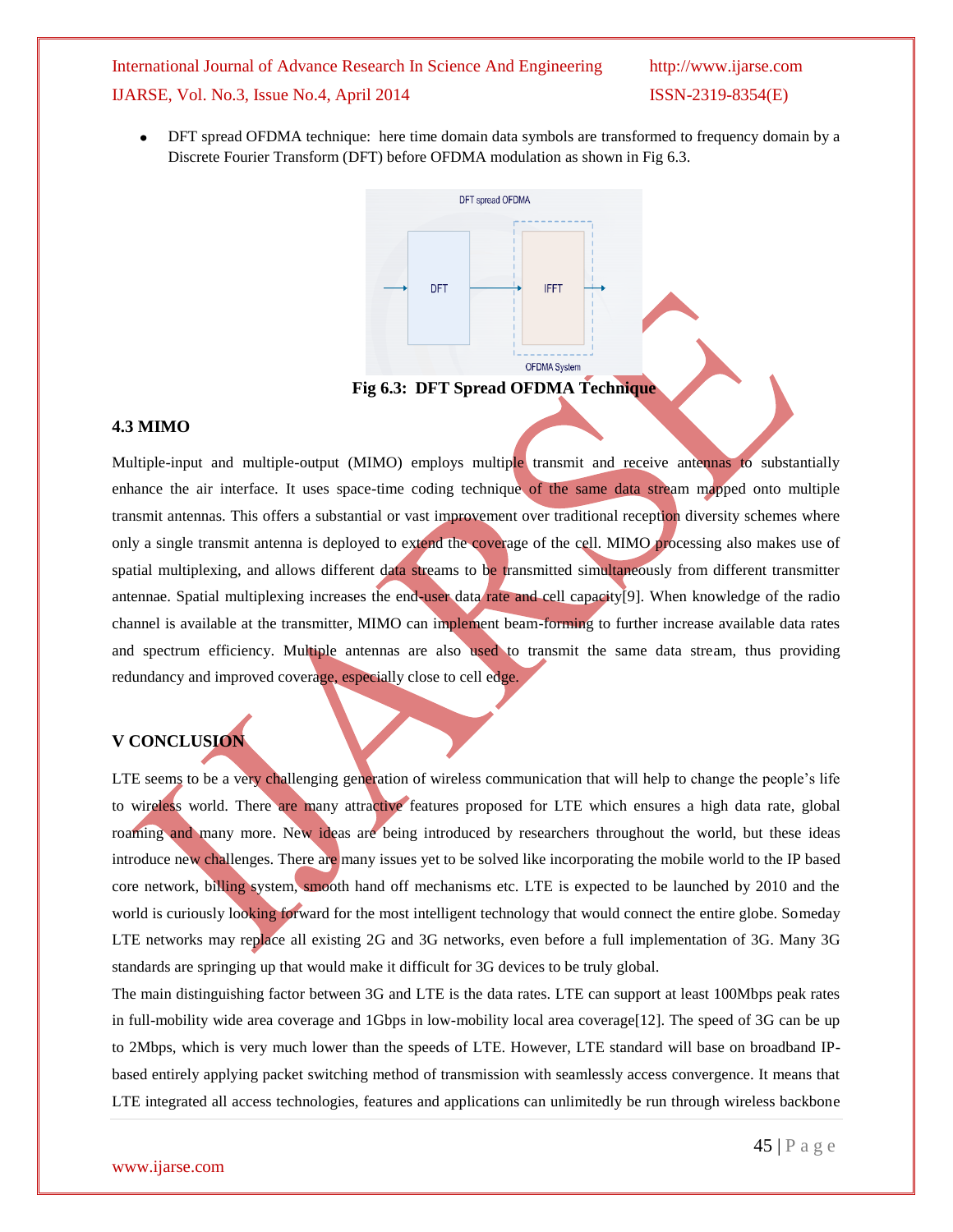- DFT spread OFDMA technique: here time domain data symbols are transformed to frequency domain by a Discrete Fourier Transform (DFT) before OFDMA modulation as shown in Fig 6.3.

**Fig 6.3: DFT Spread OFDMA Technique**

### 4.3 MIMO

Multiple-input and multiple-output (MIMO) employs multiple transmit and receive antennas to substantially enhance the air interface. It uses space-time coding technique of the same data stream mapped onto multiple transmit antennas. This offers a substantial or vast improvement over traditional reception diversity schemes where only a single transmit antenna is deployed to extend the coverage of the cell. MIMO processing also makes use of spatial multiplexing, and allows different data streams to be transmitted simultaneously from different transmitter antennae. Spatial multiplexing increases the end-user data rate and cell capacity[9]. When knowledge of the radio channel is available at the transmitter, MIMO can implement beam-forming to further increase available data rates and spectrum efficiency. Multiple antennas are also used to transmit the same data stream, thus providing redundancy and improved coverage, especially close to cell edge.

## V CONCLUSION

LTE seems to be a very challenging generation of wireless communication that will help to change the people's life to wireless world. There are many attractive features proposed for LTE which ensures a high data rate, global roaming and many more. New ideas are being introduced by researchers throughout the world, but these ideas introduce new challenges. There are many issues yet to be solved like incorporating the mobile world to the IP based core network, billing system, smooth hand off mechanisms etc. LTE is expected to be launched by 2010 and the world is curiously looking forward for the most intelligent technology that would connect the entire globe. Someday LTE networks may replace all existing 2G and 3G networks, even before a full implementation of 3G. Many 3G standards are springing up that would make it difficult for 3G devices to be truly global.

The main distinguishing factor between 3G and LTE is the data rates. LTE can support at least 100Mbps peak rates in full-mobility wide area coverage and 1Gbps in low-mobility local area coverage[12]. The speed of 3G can be up to 2Mbps, which is very much lower than the speeds of LTE. However, LTE standard will base on broadband IP-based entirely applying packet switching method of transmission with seamlessly access convergence. It means that LTE integrated all access technologies, features and applications can unlimitedly be run through wireless backbone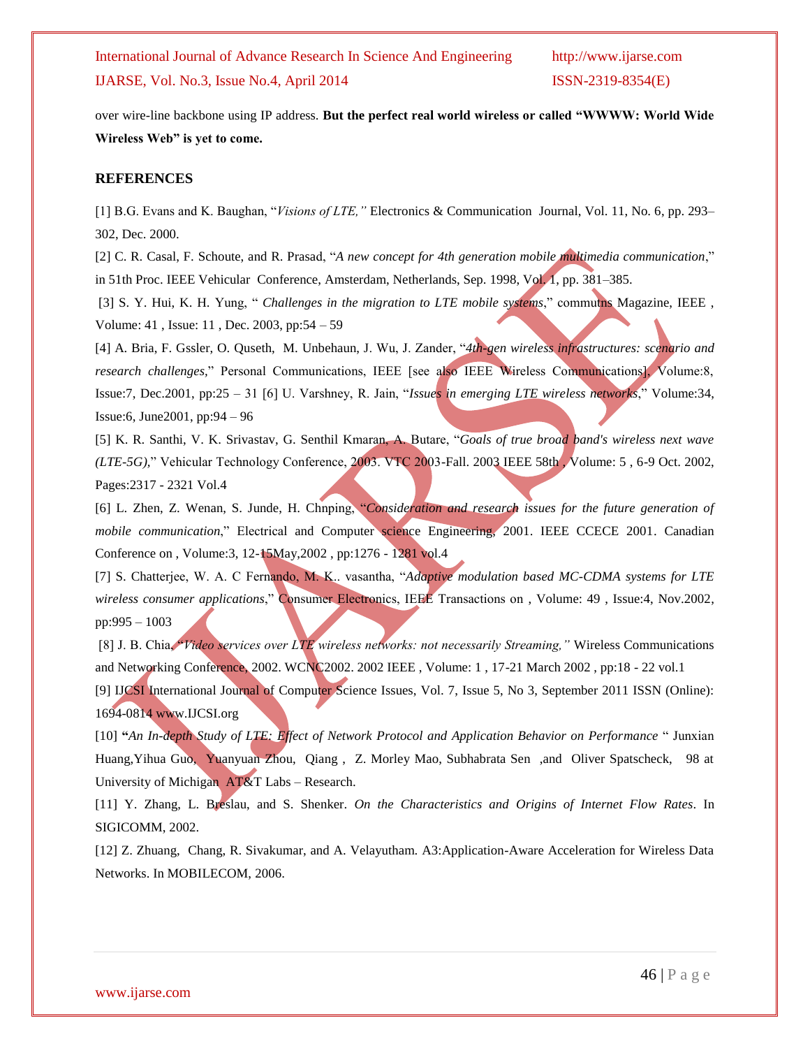over wire-line backbone using IP address. **But the perfect real world wireless or called "WWWW: World Wide Wireless Web" is yet to come.**

## REFERENCES

[1] B.G. Evans and K. Baughan, "*Visions of LTE,"* Electronics & Communication Journal, Vol. 11, No. 6, pp. 293–302, Dec. 2000.

[2] C. R. Casal, F. Schoute, and R. Prasad, "*A new concept for 4th generation mobile multimedia communication*," in 51th Proc. IEEE Vehicular Conference, Amsterdam, Netherlands, Sep. 1998, Vol. 1, pp. 381–385.

[3] S. Y. Hui, K. H. Yung, " *Challenges in the migration to LTE mobile systems*," commutns Magazine, IEEE , Volume: 41 , Issue: 11 , Dec. 2003, pp:54 – 59

[4] A. Bria, F. Gssler, O. Quseth, M. Unbehaun, J. Wu, J. Zander, "*4th-gen wireless infrastructures: scenario and research challenges*," Personal Communications, IEEE [see also IEEE Wireless Communications], Volume:8, Issue:7, Dec.2001, pp:25 – 31 [6] U. Varshney, R. Jain, "*Issues in emerging LTE wireless networks*," Volume:34, Issue:6, June2001, pp:94 – 96

[5] K. R. Santhi, V. K. Srivastav, G. Senthil Kmaran, A. Butare, "*Goals of true broad band's wireless next wave (LTE-5G)*," Vehicular Technology Conference, 2003. VTC 2003-Fall. 2003 IEEE 58th , Volume: 5 , 6-9 Oct. 2002, Pages:2317 - 2321 Vol.4

[6] L. Zhen, Z. Wenan, S. Junde, H. Chnping, "*Consideration and research issues for the future generation of mobile communication*," Electrical and Computer science Engineering, 2001. IEEE CCECE 2001. Canadian Conference on , Volume:3, 12-15May,2002 , pp:1276 - 1281 vol.4

[7] S. Chatterjee, W. A. C Fernando, M. K.. vasantha, "*Adaptive modulation based MC-CDMA systems for LTE wireless consumer applications*," Consumer Electronics, IEEE Transactions on , Volume: 49 , Issue:4, Nov.2002, pp:995 – 1003

[8] J. B. Chia, "*Video services over LTE wireless networks: not necessarily Streaming,"* Wireless Communications and Networking Conference, 2002. WCNC2002. 2002 IEEE , Volume: 1 , 17-21 March 2002 , pp:18 - 22 vol.1

[9] IJCSI International Journal of Computer Science Issues, Vol. 7, Issue 5, No 3, September 2011 ISSN (Online): 1694-0814 www.IJCSI.org

[10] **"***An In-depth Study of LTE: Effect of Network Protocol and Application Behavior on Performance* " Junxian Huang,Yihua Guo, Yuanyuan Zhou, Qiang , Z. Morley Mao, Subhabrata Sen ,and Oliver Spatscheck, 98 at University of Michigan AT&T Labs – Research.

[11] Y. Zhang, L. Breslau, and S. Shenker. *On the Characteristics and Origins of Internet Flow Rates*. In SIGICOMM, 2002.

[12] Z. Zhuang, Chang, R. Sivakumar, and A. Velayutham. A3:Application-Aware Acceleration for Wireless Data Networks. In MOBILECOM, 2006.